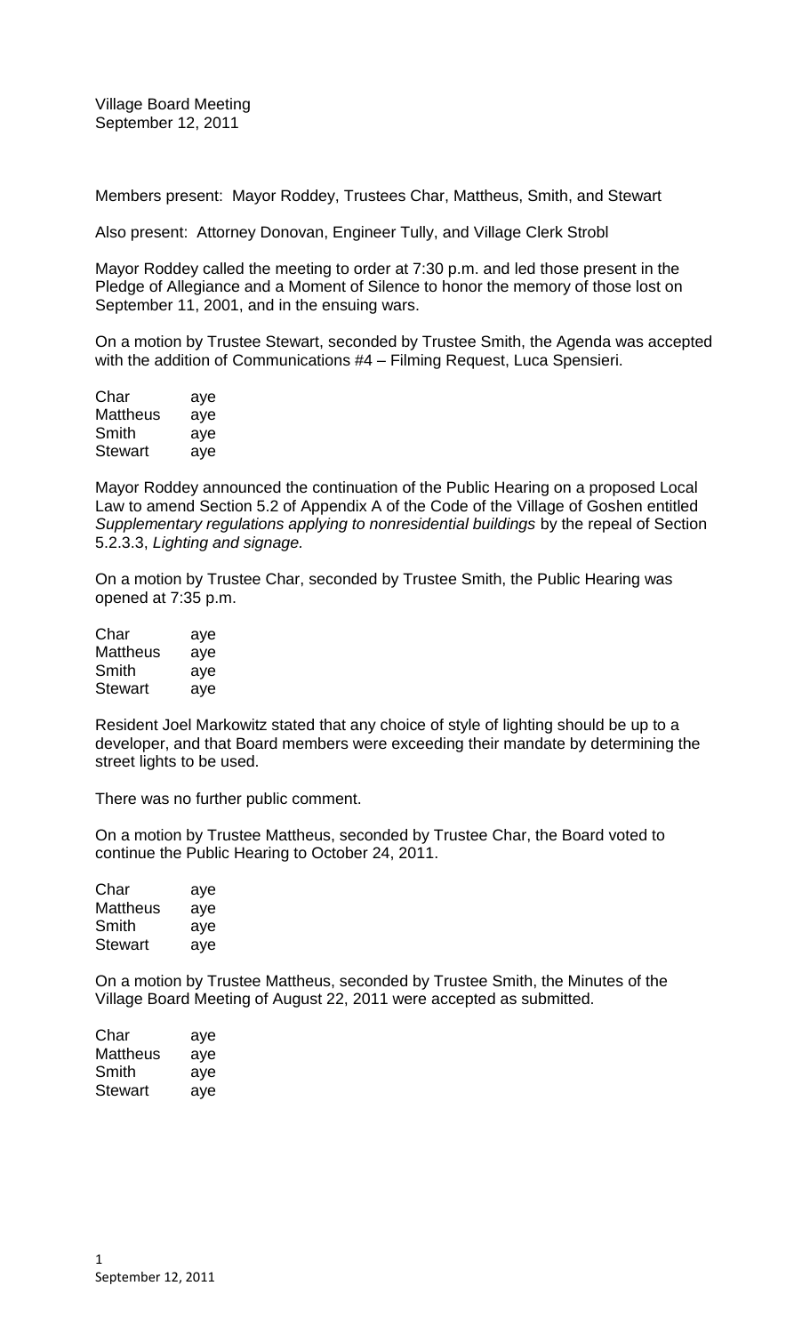Village Board Meeting
September 12, 2011

Members present: Mayor Roddey, Trustees Char, Mattheus, Smith, and Stewart

Also present: Attorney Donovan, Engineer Tully, and Village Clerk Strobl

Mayor Roddey called the meeting to order at 7:30 p.m. and led those present in the Pledge of Allegiance and a Moment of Silence to honor the memory of those lost on September 11, 2001, and in the ensuing wars.

On a motion by Trustee Stewart, seconded by Trustee Smith, the Agenda was accepted with the addition of Communications #4 – Filming Request, Luca Spensieri.

| | |
|---|---|
| Char | aye |
| Mattheus | aye |
| Smith | aye |
| Stewart | aye |

Mayor Roddey announced the continuation of the Public Hearing on a proposed Local Law to amend Section 5.2 of Appendix A of the Code of the Village of Goshen entitled *Supplementary regulations applying to nonresidential buildings* by the repeal of Section 5.2.3.3, *Lighting and signage.*

On a motion by Trustee Char, seconded by Trustee Smith, the Public Hearing was opened at 7:35 p.m.

| | |
|---|---|
| Char | aye |
| Mattheus | aye |
| Smith | aye |
| Stewart | aye |

Resident Joel Markowitz stated that any choice of style of lighting should be up to a developer, and that Board members were exceeding their mandate by determining the street lights to be used.

There was no further public comment.

On a motion by Trustee Mattheus, seconded by Trustee Char, the Board voted to continue the Public Hearing to October 24, 2011.

| | |
|---|---|
| Char | aye |
| Mattheus | aye |
| Smith | aye |
| Stewart | aye |

On a motion by Trustee Mattheus, seconded by Trustee Smith, the Minutes of the Village Board Meeting of August 22, 2011 were accepted as submitted.

| | |
|---|---|
| Char | aye |
| Mattheus | aye |
| Smith | aye |
| Stewart | aye |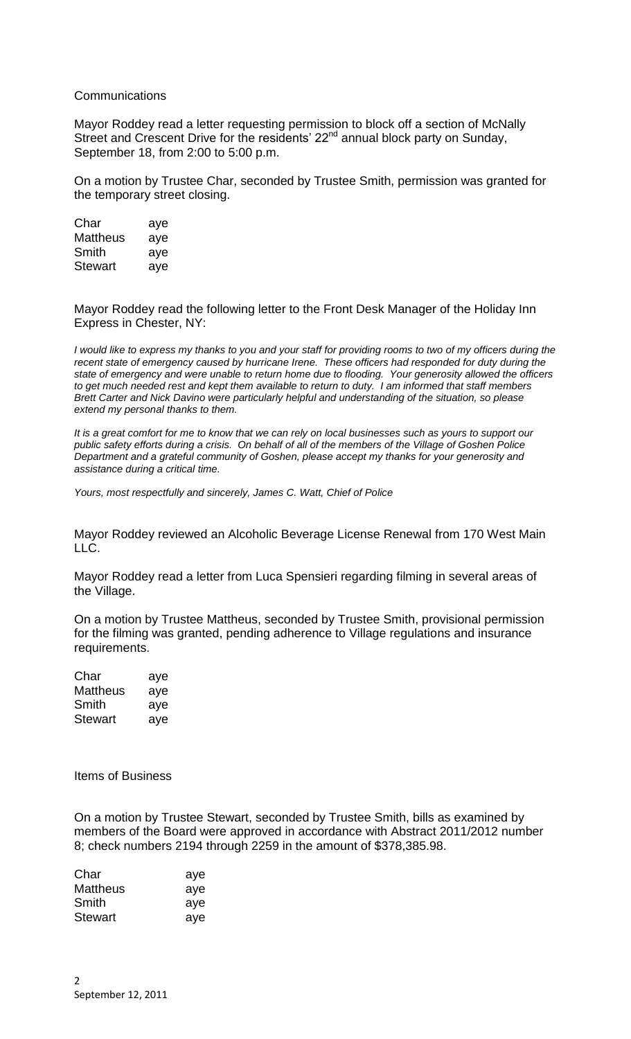Communications

Mayor Roddey read a letter requesting permission to block off a section of McNally Street and Crescent Drive for the residents' 22nd annual block party on Sunday, September 18, from 2:00 to 5:00 p.m.

On a motion by Trustee Char, seconded by Trustee Smith, permission was granted for the temporary street closing.

| | |
|---|---|
| Char | aye |
| Mattheus | aye |
| Smith | aye |
| Stewart | aye |

Mayor Roddey read the following letter to the Front Desk Manager of the Holiday Inn Express in Chester, NY:

*I would like to express my thanks to you and your staff for providing rooms to two of my officers during the recent state of emergency caused by hurricane Irene. These officers had responded for duty during the state of emergency and were unable to return home due to flooding. Your generosity allowed the officers to get much needed rest and kept them available to return to duty. I am informed that staff members Brett Carter and Nick Davino were particularly helpful and understanding of the situation, so please extend my personal thanks to them.*

*It is a great comfort for me to know that we can rely on local businesses such as yours to support our public safety efforts during a crisis. On behalf of all of the members of the Village of Goshen Police Department and a grateful community of Goshen, please accept my thanks for your generosity and assistance during a critical time.*

*Yours, most respectfully and sincerely, James C. Watt, Chief of Police*

Mayor Roddey reviewed an Alcoholic Beverage License Renewal from 170 West Main LLC.

Mayor Roddey read a letter from Luca Spensieri regarding filming in several areas of the Village.

On a motion by Trustee Mattheus, seconded by Trustee Smith, provisional permission for the filming was granted, pending adherence to Village regulations and insurance requirements.

| | |
|---|---|
| Char | aye |
| Mattheus | aye |
| Smith | aye |
| Stewart | aye |

Items of Business

On a motion by Trustee Stewart, seconded by Trustee Smith, bills as examined by members of the Board were approved in accordance with Abstract 2011/2012 number 8; check numbers 2194 through 2259 in the amount of $378,385.98.

| | |
|---|---|
| Char | aye |
| Mattheus | aye |
| Smith | aye |
| Stewart | aye |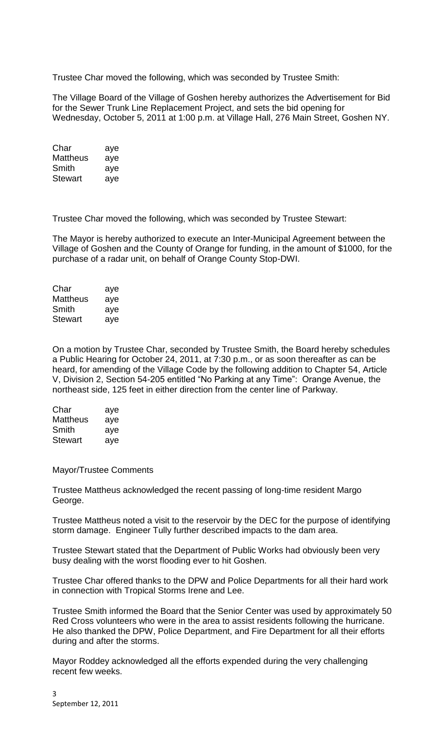Trustee Char moved the following, which was seconded by Trustee Smith:

The Village Board of the Village of Goshen hereby authorizes the Advertisement for Bid for the Sewer Trunk Line Replacement Project, and sets the bid opening for Wednesday, October 5, 2011 at 1:00 p.m. at Village Hall, 276 Main Street, Goshen NY.

| | |
|---|---|
| Char | aye |
| Mattheus | aye |
| Smith | aye |
| Stewart | aye |

Trustee Char moved the following, which was seconded by Trustee Stewart:

The Mayor is hereby authorized to execute an Inter-Municipal Agreement between the Village of Goshen and the County of Orange for funding, in the amount of $1000, for the purchase of a radar unit, on behalf of Orange County Stop-DWI.

| | |
|---|---|
| Char | aye |
| Mattheus | aye |
| Smith | aye |
| Stewart | aye |

On a motion by Trustee Char, seconded by Trustee Smith, the Board hereby schedules a Public Hearing for October 24, 2011, at 7:30 p.m., or as soon thereafter as can be heard, for amending of the Village Code by the following addition to Chapter 54, Article V, Division 2, Section 54-205 entitled "No Parking at any Time": Orange Avenue, the northeast side, 125 feet in either direction from the center line of Parkway.

| | |
|---|---|
| Char | aye |
| Mattheus | aye |
| Smith | aye |
| Stewart | aye |

Mayor/Trustee Comments

Trustee Mattheus acknowledged the recent passing of long-time resident Margo George.

Trustee Mattheus noted a visit to the reservoir by the DEC for the purpose of identifying storm damage. Engineer Tully further described impacts to the dam area.

Trustee Stewart stated that the Department of Public Works had obviously been very busy dealing with the worst flooding ever to hit Goshen.

Trustee Char offered thanks to the DPW and Police Departments for all their hard work in connection with Tropical Storms Irene and Lee.

Trustee Smith informed the Board that the Senior Center was used by approximately 50 Red Cross volunteers who were in the area to assist residents following the hurricane. He also thanked the DPW, Police Department, and Fire Department for all their efforts during and after the storms.

Mayor Roddey acknowledged all the efforts expended during the very challenging recent few weeks.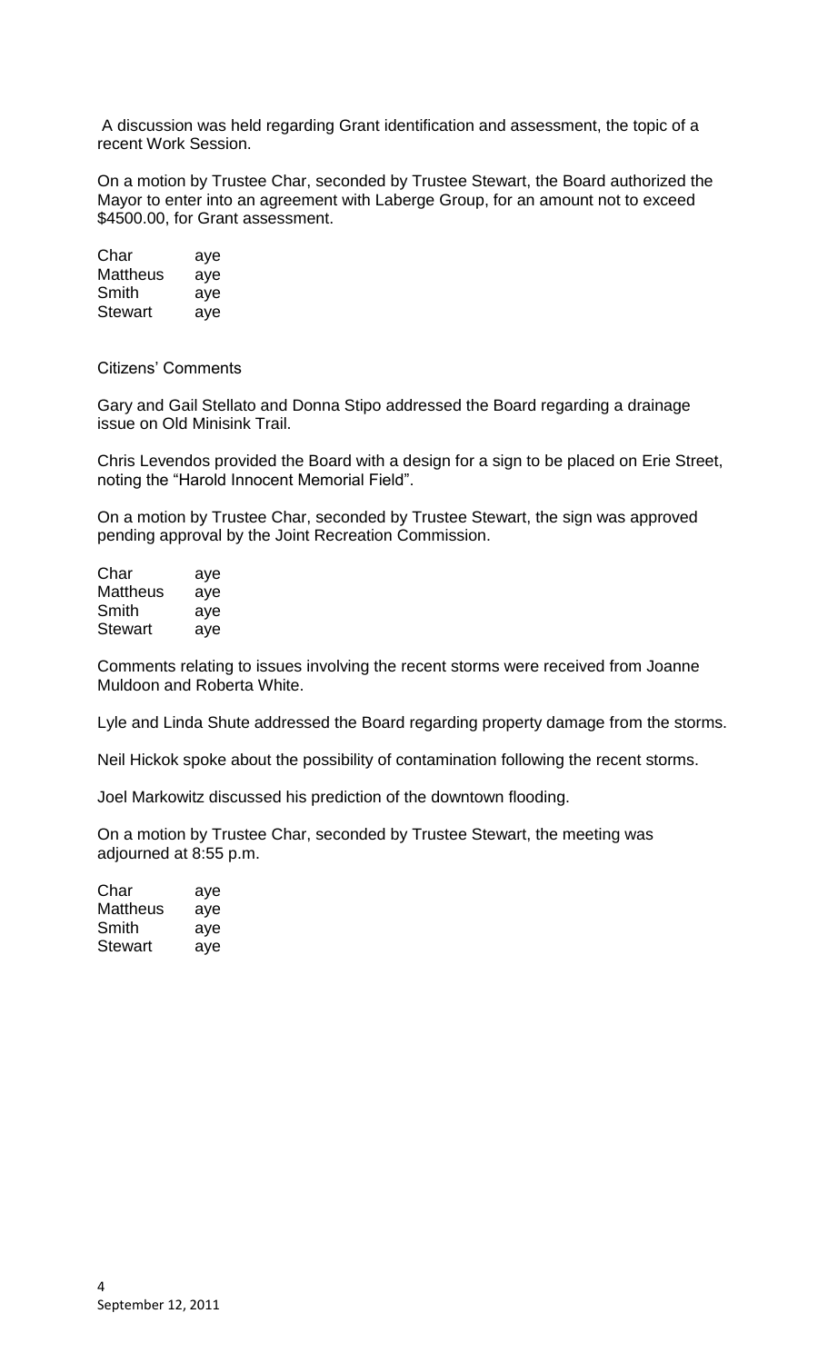A discussion was held regarding Grant identification and assessment, the topic of a recent Work Session.

On a motion by Trustee Char, seconded by Trustee Stewart, the Board authorized the Mayor to enter into an agreement with Laberge Group, for an amount not to exceed \$4500.00, for Grant assessment.

| | |
|---|---|
| Char | aye |
| Mattheus | aye |
| Smith | aye |
| Stewart | aye |

Citizens' Comments

Gary and Gail Stellato and Donna Stipo addressed the Board regarding a drainage issue on Old Minisink Trail.

Chris Levendos provided the Board with a design for a sign to be placed on Erie Street, noting the "Harold Innocent Memorial Field".

On a motion by Trustee Char, seconded by Trustee Stewart, the sign was approved pending approval by the Joint Recreation Commission.

| | |
|---|---|
| Char | aye |
| Mattheus | aye |
| Smith | aye |
| Stewart | aye |

Comments relating to issues involving the recent storms were received from Joanne Muldoon and Roberta White.

Lyle and Linda Shute addressed the Board regarding property damage from the storms.

Neil Hickok spoke about the possibility of contamination following the recent storms.

Joel Markowitz discussed his prediction of the downtown flooding.

On a motion by Trustee Char, seconded by Trustee Stewart, the meeting was adjourned at 8:55 p.m.

| | |
|---|---|
| Char | aye |
| Mattheus | aye |
| Smith | aye |
| Stewart | aye |